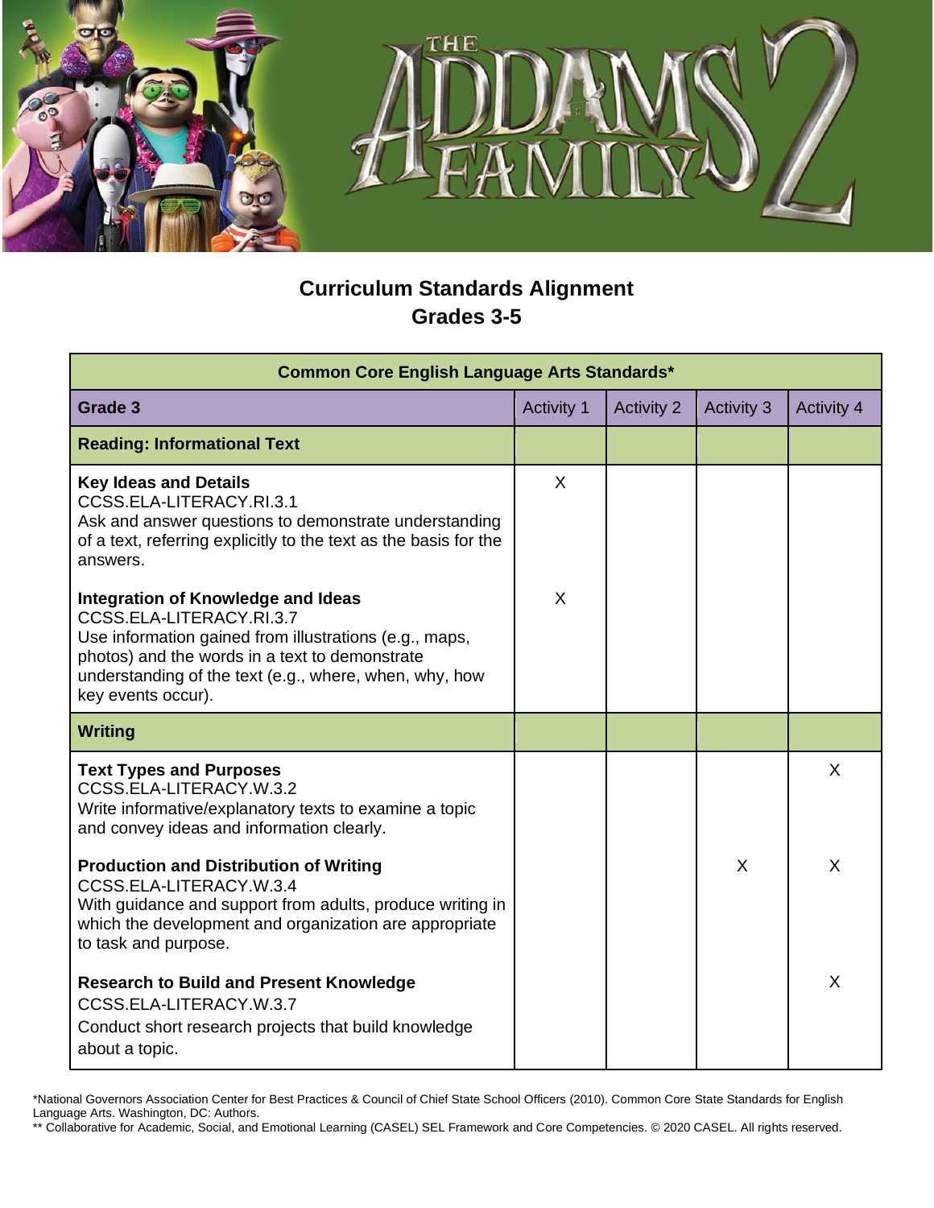## Curriculum Standards Alignment
## Grades 3-5

| Common Core English Language Arts Standards* | | | | |
|---|---|---|---|---|
| **Grade 3** | Activity 1 | Activity 2 | Activity 3 | Activity 4 |
| **Reading: Informational Text** | | | | |
| **Key Ideas and Details** CCSS.ELA-LITERACY.RI.3.1 Ask and answer questions to demonstrate understanding of a text, referring explicitly to the text as the basis for the answers. | X | | | |
| **Integration of Knowledge and Ideas** CCSS.ELA-LITERACY.RI.3.7 Use information gained from illustrations (e.g., maps, photos) and the words in a text to demonstrate understanding of the text (e.g., where, when, why, how key events occur). | X | | | |
| **Writing** | | | | |
| **Text Types and Purposes** CCSS.ELA-LITERACY.W.3.2 Write informative/explanatory texts to examine a topic and convey ideas and information clearly. | | | | X |
| **Production and Distribution of Writing** CCSS.ELA-LITERACY.W.3.4 With guidance and support from adults, produce writing in which the development and organization are appropriate to task and purpose. | | | X | X |
| **Research to Build and Present Knowledge** CCSS.ELA-LITERACY.W.3.7 Conduct short research projects that build knowledge about a topic. | | | | X |

*National Governors Association Center for Best Practices & Council of Chief State School Officers (2010). Common Core State Standards for English Language Arts. Washington, DC: Authors.

** Collaborative for Academic, Social, and Emotional Learning (CASEL) SEL Framework and Core Competencies. © 2020 CASEL. All rights reserved.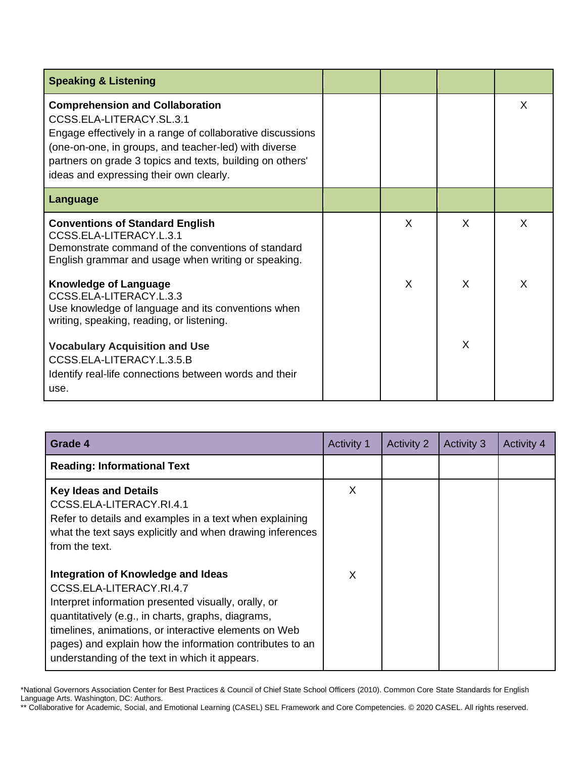| Speaking & Listening | | | | |
| --- | --- | --- | --- | --- |
| **Comprehension and Collaboration** CCSS.ELA-LITERACY.SL.3.1 Engage effectively in a range of collaborative discussions (one-on-one, in groups, and teacher-led) with diverse partners on grade 3 topics and texts, building on others' ideas and expressing their own clearly. | | | | X |
| **Language** | | | | |
| **Conventions of Standard English** CCSS.ELA-LITERACY.L.3.1 Demonstrate command of the conventions of standard English grammar and usage when writing or speaking. | | X | X | X |
| **Knowledge of Language** CCSS.ELA-LITERACY.L.3.3 Use knowledge of language and its conventions when writing, speaking, reading, or listening. | | X | X | X |
| **Vocabulary Acquisition and Use** CCSS.ELA-LITERACY.L.3.5.B Identify real-life connections between words and their use. | | | X | |

| Grade 4 | Activity 1 | Activity 2 | Activity 3 | Activity 4 |
| --- | --- | --- | --- | --- |
| **Reading: Informational Text** | | | | |
| **Key Ideas and Details** CCSS.ELA-LITERACY.RI.4.1 Refer to details and examples in a text when explaining what the text says explicitly and when drawing inferences from the text. | X | | | |
| **Integration of Knowledge and Ideas** CCSS.ELA-LITERACY.RI.4.7 Interpret information presented visually, orally, or quantitatively (e.g., in charts, graphs, diagrams, timelines, animations, or interactive elements on Web pages) and explain how the information contributes to an understanding of the text in which it appears. | X | | | |

*National Governors Association Center for Best Practices & Council of Chief State School Officers (2010). Common Core State Standards for English Language Arts. Washington, DC: Authors.

** Collaborative for Academic, Social, and Emotional Learning (CASEL) SEL Framework and Core Competencies. © 2020 CASEL. All rights reserved.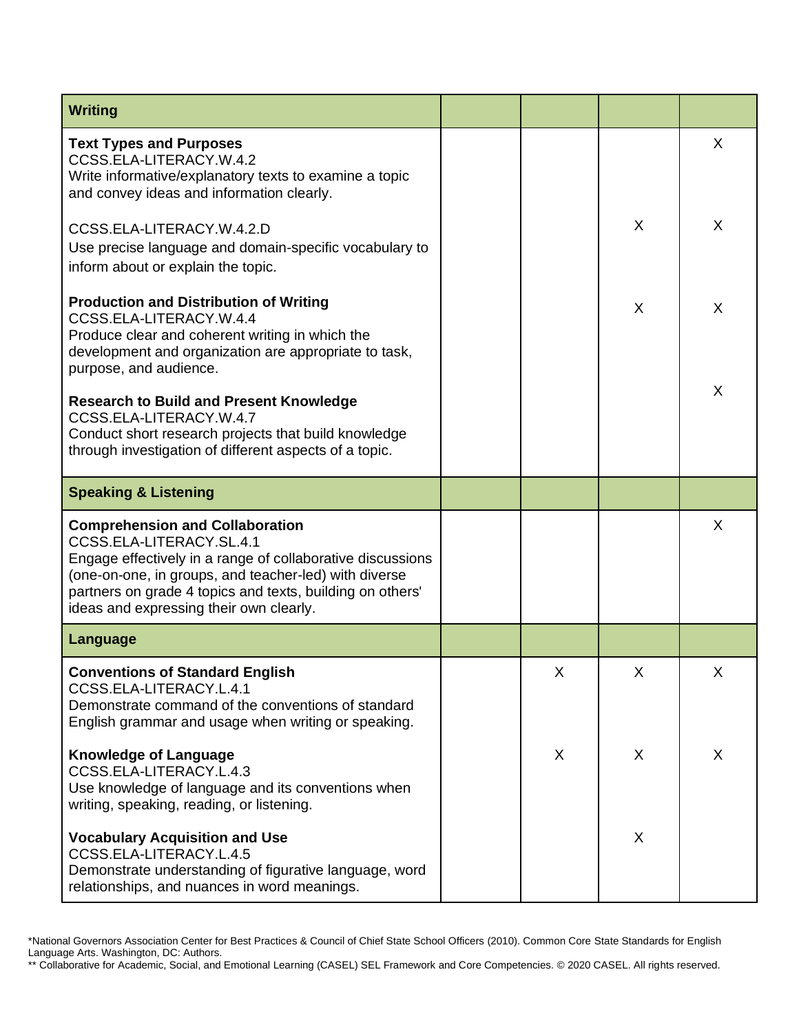| Writing | | | | |
|---|---|---|---|---|
| **Text Types and Purposes**<br>CCSS.ELA-LITERACY.W.4.2<br>Write informative/explanatory texts to examine a topic and convey ideas and information clearly. | | | | X |
| CCSS.ELA-LITERACY.W.4.2.D<br>Use precise language and domain-specific vocabulary to inform about or explain the topic. | | | X | X |
| **Production and Distribution of Writing**<br>CCSS.ELA-LITERACY.W.4.4<br>Produce clear and coherent writing in which the development and organization are appropriate to task, purpose, and audience. | | | X | X |
| **Research to Build and Present Knowledge**<br>CCSS.ELA-LITERACY.W.4.7<br>Conduct short research projects that build knowledge through investigation of different aspects of a topic. | | | | X |
| **Speaking & Listening** | | | | |
| **Comprehension and Collaboration**<br>CCSS.ELA-LITERACY.SL.4.1<br>Engage effectively in a range of collaborative discussions (one-on-one, in groups, and teacher-led) with diverse partners on grade 4 topics and texts, building on others' ideas and expressing their own clearly. | | | | X |
| **Language** | | | | |
| **Conventions of Standard English**<br>CCSS.ELA-LITERACY.L.4.1<br>Demonstrate command of the conventions of standard English grammar and usage when writing or speaking. | | X | X | X |
| **Knowledge of Language**<br>CCSS.ELA-LITERACY.L.4.3<br>Use knowledge of language and its conventions when writing, speaking, reading, or listening. | | X | X | X |
| **Vocabulary Acquisition and Use**<br>CCSS.ELA-LITERACY.L.4.5<br>Demonstrate understanding of figurative language, word relationships, and nuances in word meanings. | | | X | |

*National Governors Association Center for Best Practices & Council of Chief State School Officers (2010). Common Core State Standards for English Language Arts. Washington, DC: Authors.
** Collaborative for Academic, Social, and Emotional Learning (CASEL) SEL Framework and Core Competencies. © 2020 CASEL. All rights reserved.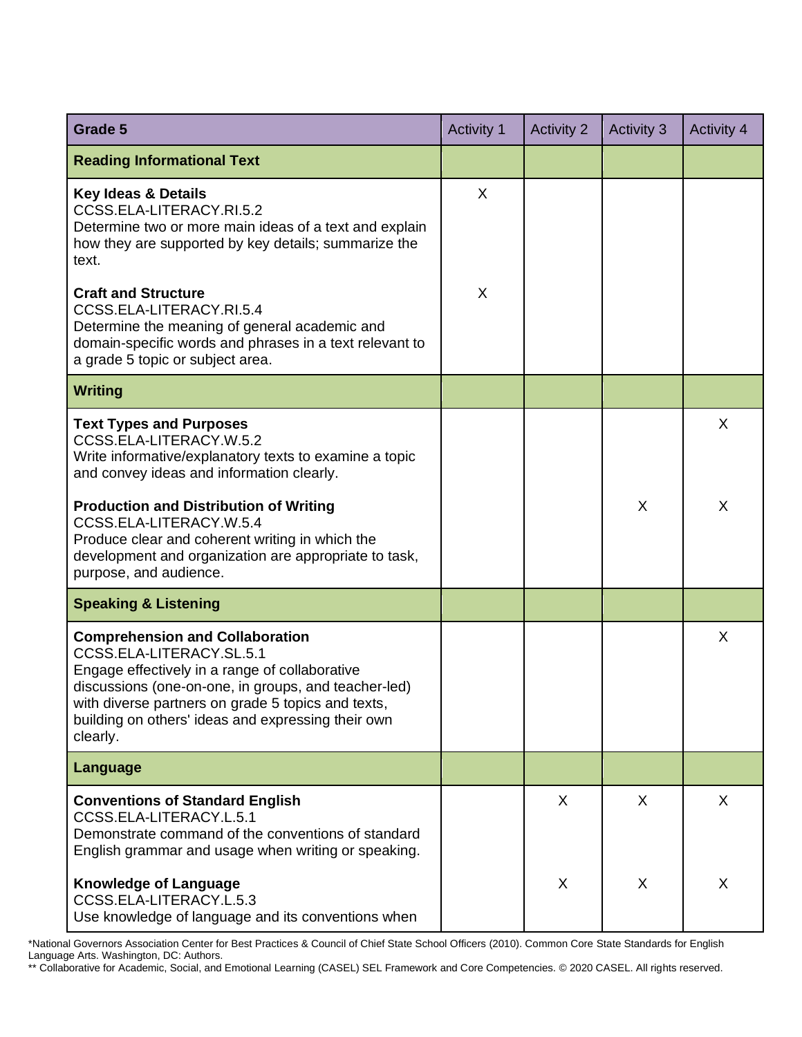| Grade 5 | Activity 1 | Activity 2 | Activity 3 | Activity 4 |
|---|---|---|---|---|
| **Reading Informational Text** | | | | |
| **Key Ideas & Details**<br>CCSS.ELA-LITERACY.RI.5.2<br>Determine two or more main ideas of a text and explain how they are supported by key details; summarize the text. | X | | | |
| **Craft and Structure**<br>CCSS.ELA-LITERACY.RI.5.4<br>Determine the meaning of general academic and domain-specific words and phrases in a text relevant to a grade 5 topic or subject area. | X | | | |
| **Writing** | | | | |
| **Text Types and Purposes**<br>CCSS.ELA-LITERACY.W.5.2<br>Write informative/explanatory texts to examine a topic and convey ideas and information clearly. | | | | X |
| **Production and Distribution of Writing**<br>CCSS.ELA-LITERACY.W.5.4<br>Produce clear and coherent writing in which the development and organization are appropriate to task, purpose, and audience. | | | X | X |
| **Speaking & Listening** | | | | |
| **Comprehension and Collaboration**<br>CCSS.ELA-LITERACY.SL.5.1<br>Engage effectively in a range of collaborative discussions (one-on-one, in groups, and teacher-led) with diverse partners on grade 5 topics and texts, building on others' ideas and expressing their own clearly. | | | | X |
| **Language** | | | | |
| **Conventions of Standard English**<br>CCSS.ELA-LITERACY.L.5.1<br>Demonstrate command of the conventions of standard English grammar and usage when writing or speaking. | | X | X | X |
| **Knowledge of Language**<br>CCSS.ELA-LITERACY.L.5.3<br>Use knowledge of language and its conventions when | | X | X | X |

*National Governors Association Center for Best Practices & Council of Chief State School Officers (2010). Common Core State Standards for English Language Arts. Washington, DC: Authors.

** Collaborative for Academic, Social, and Emotional Learning (CASEL) SEL Framework and Core Competencies. © 2020 CASEL. All rights reserved.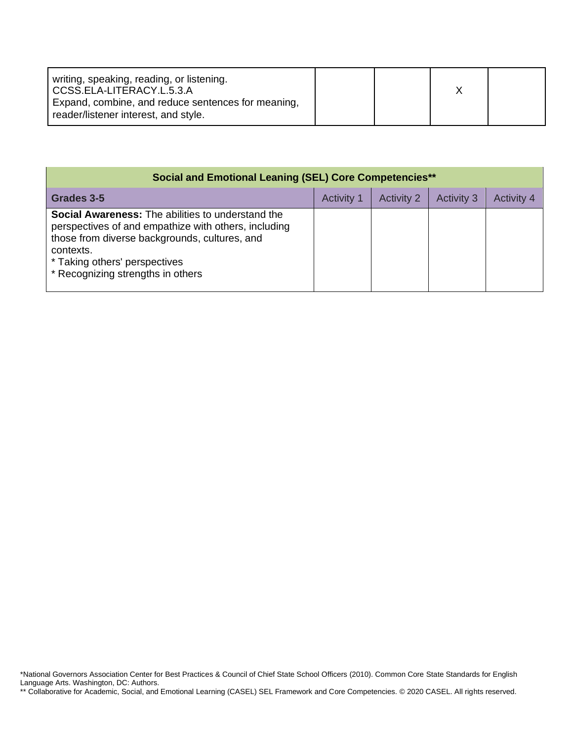| | | | | |
|---|---|---|---|---|
| writing, speaking, reading, or listening.<br>CCSS.ELA-LITERACY.L.5.3.A<br>Expand, combine, and reduce sentences for meaning, reader/listener interest, and style. | | | X | |

| Social and Emotional Leaning (SEL) Core Competencies** | | | | |
|---|---|---|---|---|
| **Grades 3-5** | Activity 1 | Activity 2 | Activity 3 | Activity 4 |
| **Social Awareness:** The abilities to understand the perspectives of and empathize with others, including those from diverse backgrounds, cultures, and contexts.<br>* Taking others' perspectives<br>* Recognizing strengths in others | | | | |

*National Governors Association Center for Best Practices & Council of Chief State School Officers (2010). Common Core State Standards for English Language Arts. Washington, DC: Authors.

** Collaborative for Academic, Social, and Emotional Learning (CASEL) SEL Framework and Core Competencies. © 2020 CASEL. All rights reserved.